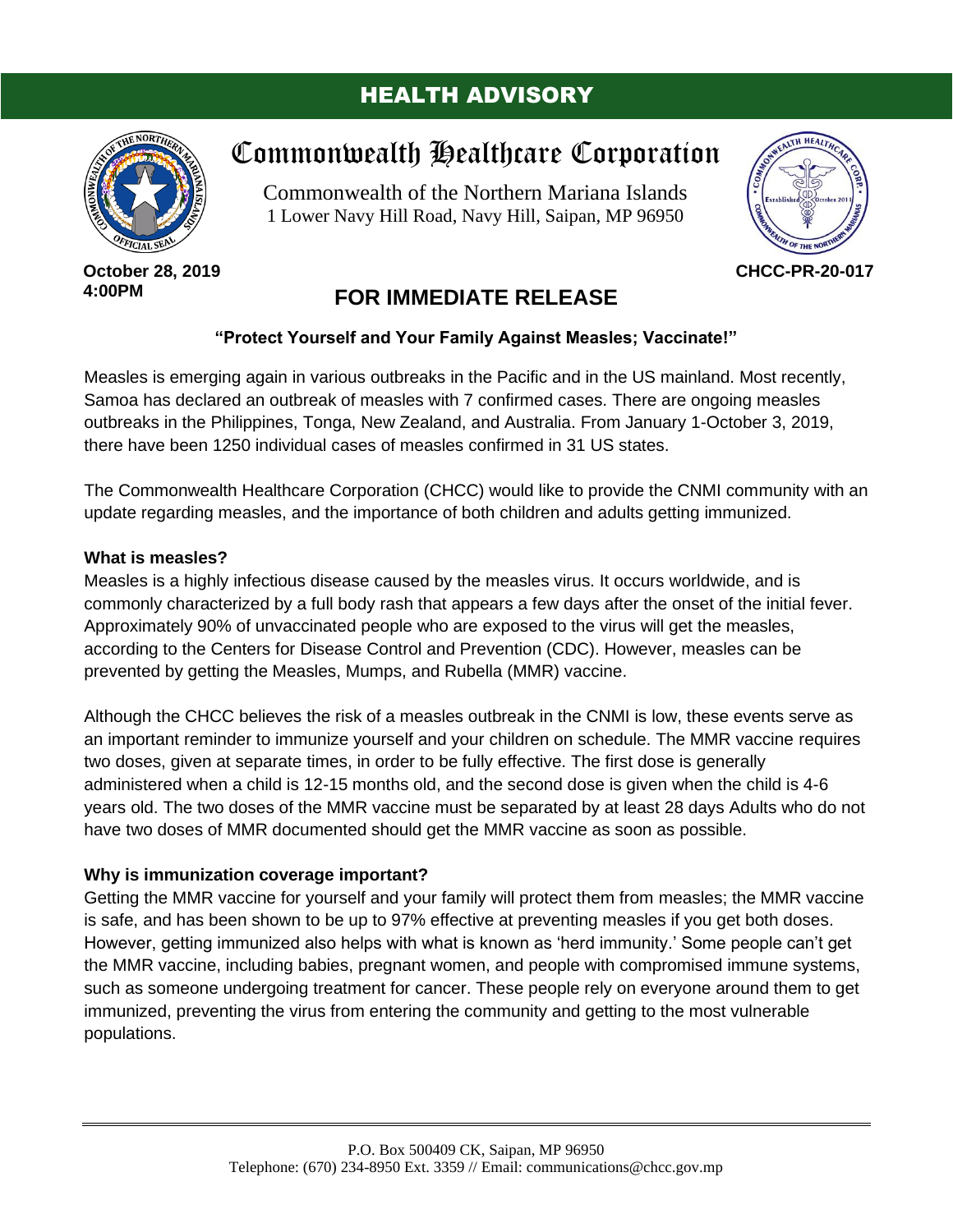# HEALTH ADVISORY

## Commonwealth Healthcare Corporation

Commonwealth of the Northern Mariana Islands
1 Lower Navy Hill Road, Navy Hill, Saipan, MP 96950

**October 28, 2019**
**4:00PM**

**CHCC-PR-20-017**

## FOR IMMEDIATE RELEASE

**"Protect Yourself and Your Family Against Measles; Vaccinate!"**

Measles is emerging again in various outbreaks in the Pacific and in the US mainland. Most recently, Samoa has declared an outbreak of measles with 7 confirmed cases. There are ongoing measles outbreaks in the Philippines, Tonga, New Zealand, and Australia. From January 1-October 3, 2019, there have been 1250 individual cases of measles confirmed in 31 US states.

The Commonwealth Healthcare Corporation (CHCC) would like to provide the CNMI community with an update regarding measles, and the importance of both children and adults getting immunized.

**What is measles?**

Measles is a highly infectious disease caused by the measles virus. It occurs worldwide, and is commonly characterized by a full body rash that appears a few days after the onset of the initial fever. Approximately 90% of unvaccinated people who are exposed to the virus will get the measles, according to the Centers for Disease Control and Prevention (CDC). However, measles can be prevented by getting the Measles, Mumps, and Rubella (MMR) vaccine.

Although the CHCC believes the risk of a measles outbreak in the CNMI is low, these events serve as an important reminder to immunize yourself and your children on schedule. The MMR vaccine requires two doses, given at separate times, in order to be fully effective. The first dose is generally administered when a child is 12-15 months old, and the second dose is given when the child is 4-6 years old. The two doses of the MMR vaccine must be separated by at least 28 days Adults who do not have two doses of MMR documented should get the MMR vaccine as soon as possible.

**Why is immunization coverage important?**

Getting the MMR vaccine for yourself and your family will protect them from measles; the MMR vaccine is safe, and has been shown to be up to 97% effective at preventing measles if you get both doses. However, getting immunized also helps with what is known as 'herd immunity.' Some people can't get the MMR vaccine, including babies, pregnant women, and people with compromised immune systems, such as someone undergoing treatment for cancer. These people rely on everyone around them to get immunized, preventing the virus from entering the community and getting to the most vulnerable populations.

P.O. Box 500409 CK, Saipan, MP 96950
Telephone: (670) 234-8950 Ext. 3359 // Email: communications@chcc.gov.mp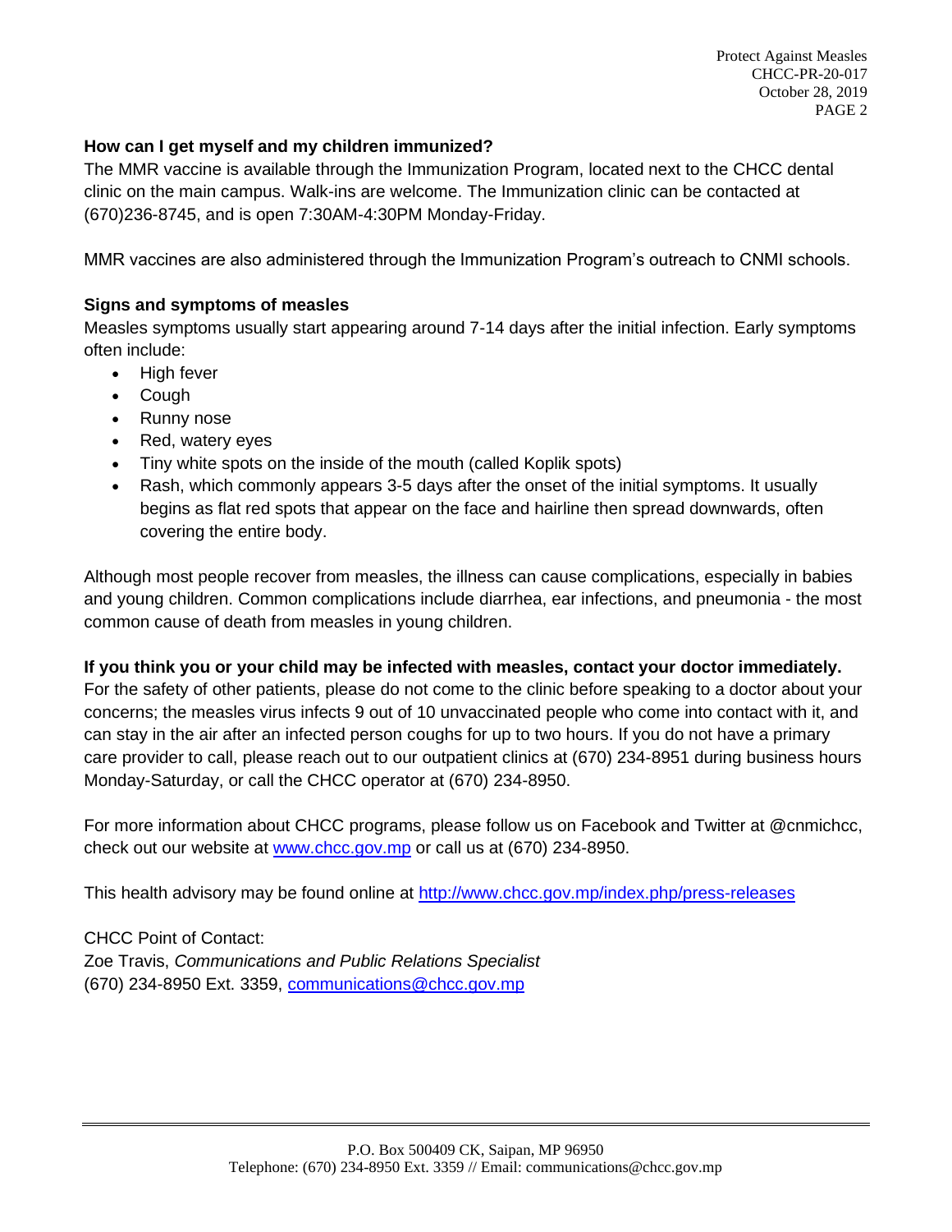**How can I get myself and my children immunized?**

The MMR vaccine is available through the Immunization Program, located next to the CHCC dental clinic on the main campus. Walk-ins are welcome. The Immunization clinic can be contacted at (670)236-8745, and is open 7:30AM-4:30PM Monday-Friday.

MMR vaccines are also administered through the Immunization Program's outreach to CNMI schools.

**Signs and symptoms of measles**

Measles symptoms usually start appearing around 7-14 days after the initial infection. Early symptoms often include:

- High fever
- Cough
- Runny nose
- Red, watery eyes
- Tiny white spots on the inside of the mouth (called Koplik spots)
- Rash, which commonly appears 3-5 days after the onset of the initial symptoms. It usually begins as flat red spots that appear on the face and hairline then spread downwards, often covering the entire body.

Although most people recover from measles, the illness can cause complications, especially in babies and young children. Common complications include diarrhea, ear infections, and pneumonia - the most common cause of death from measles in young children.

**If you think you or your child may be infected with measles, contact your doctor immediately.** For the safety of other patients, please do not come to the clinic before speaking to a doctor about your concerns; the measles virus infects 9 out of 10 unvaccinated people who come into contact with it, and can stay in the air after an infected person coughs for up to two hours. If you do not have a primary care provider to call, please reach out to our outpatient clinics at (670) 234-8951 during business hours Monday-Saturday, or call the CHCC operator at (670) 234-8950.

For more information about CHCC programs, please follow us on Facebook and Twitter at @cnmichcc, check out our website at [www.chcc.gov.mp](http://www.chcc.gov.mp) or call us at (670) 234-8950.

This health advisory may be found online at [http://www.chcc.gov.mp/index.php/press-releases](http://www.chcc.gov.mp/index.php/press-releases)

CHCC Point of Contact:
Zoe Travis, *Communications and Public Relations Specialist*
(670) 234-8950 Ext. 3359, [communications@chcc.gov.mp](mailto:communications@chcc.gov.mp)

P.O. Box 500409 CK, Saipan, MP 96950
Telephone: (670) 234-8950 Ext. 3359 // Email: communications@chcc.gov.mp